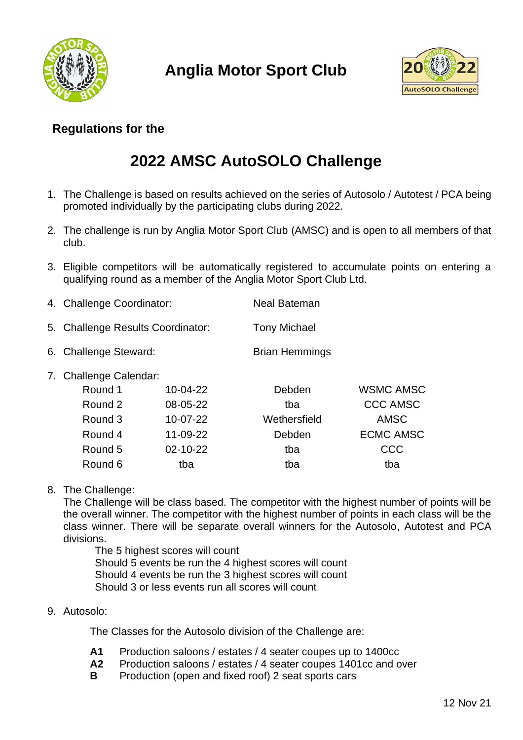# Anglia Motor Sport Club

**Regulations for the**

## 2022 AMSC AutoSOLO Challenge

1. The Challenge is based on results achieved on the series of Autosolo / Autotest / PCA being promoted individually by the participating clubs during 2022.

2. The challenge is run by Anglia Motor Sport Club (AMSC) and is open to all members of that club.

3. Eligible competitors will be automatically registered to accumulate points on entering a qualifying round as a member of the Anglia Motor Sport Club Ltd.

4. Challenge Coordinator: Neal Bateman

5. Challenge Results Coordinator: Tony Michael

6. Challenge Steward: Brian Hemmings

7. Challenge Calendar:

| Round | Date | Venue | Clubs |
|---|---|---|---|
| Round 1 | 10-04-22 | Debden | WSMC AMSC |
| Round 2 | 08-05-22 | tba | CCC AMSC |
| Round 3 | 10-07-22 | Wethersfield | AMSC |
| Round 4 | 11-09-22 | Debden | ECMC AMSC |
| Round 5 | 02-10-22 | tba | CCC |
| Round 6 | tba | tba | tba |

8. The Challenge:
   The Challenge will be class based. The competitor with the highest number of points will be the overall winner. The competitor with the highest number of points in each class will be the class winner. There will be separate overall winners for the Autosolo, Autotest and PCA divisions.

   The 5 highest scores will count
   Should 5 events be run the 4 highest scores will count
   Should 4 events be run the 3 highest scores will count
   Should 3 or less events run all scores will count

9. Autosolo:

   The Classes for the Autosolo division of the Challenge are:

   **A1** Production saloons / estates / 4 seater coupes up to 1400cc
   **A2** Production saloons / estates / 4 seater coupes 1401cc and over
   **B** Production (open and fixed roof) 2 seat sports cars

12 Nov 21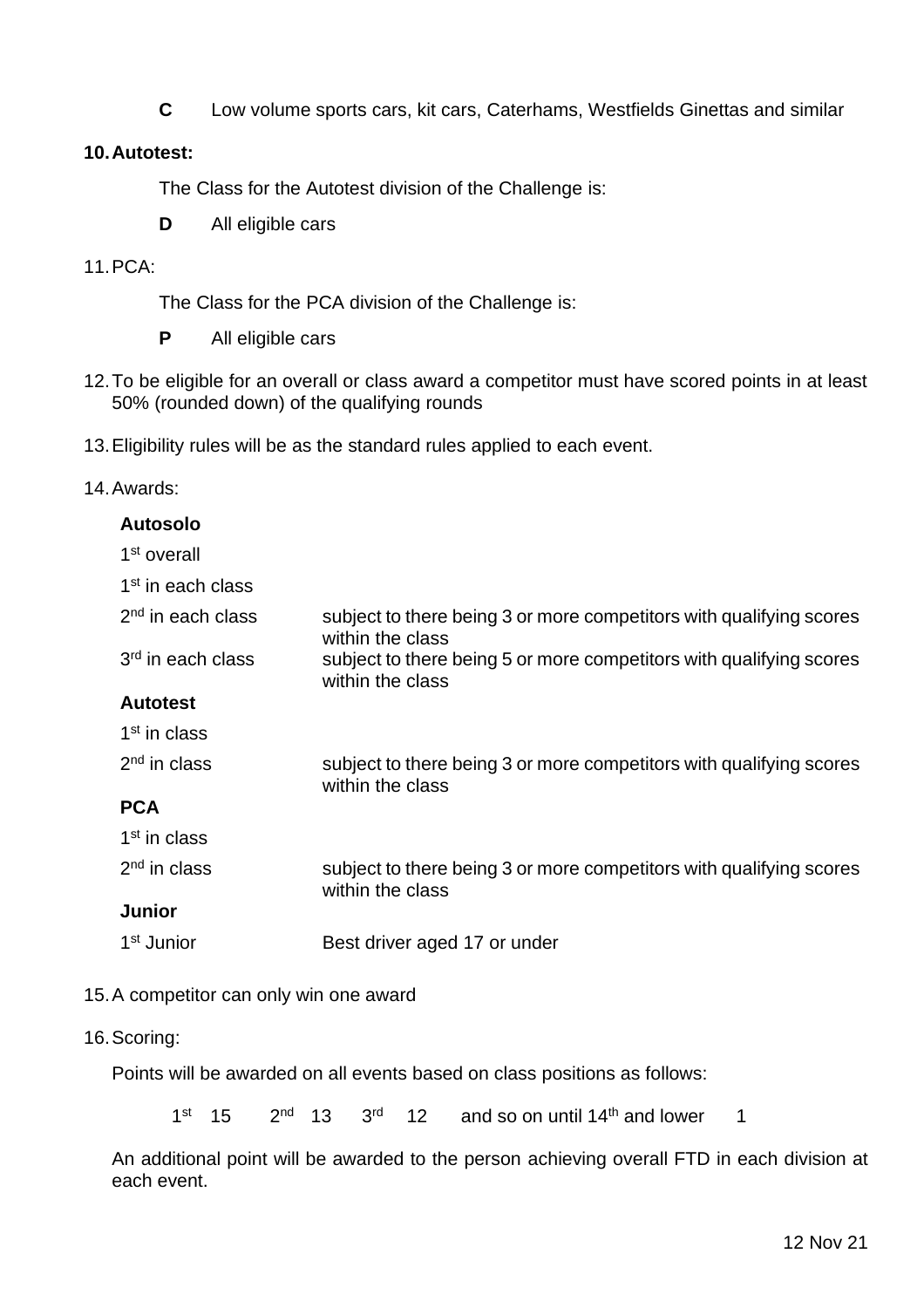**C** Low volume sports cars, kit cars, Caterhams, Westfields Ginettas and similar

10. **Autotest:**

    The Class for the Autotest division of the Challenge is:

    **D** All eligible cars

11. PCA:

    The Class for the PCA division of the Challenge is:

    **P** All eligible cars

12. To be eligible for an overall or class award a competitor must have scored points in at least 50% (rounded down) of the qualifying rounds

13. Eligibility rules will be as the standard rules applied to each event.

14. Awards:

| **Autosolo** | |
|---|---|
| 1st overall | |
| 1st in each class | |
| 2nd in each class | subject to there being 3 or more competitors with qualifying scores within the class |
| 3rd in each class | subject to there being 5 or more competitors with qualifying scores within the class |
| **Autotest** | |
| 1st in class | |
| 2nd in class | subject to there being 3 or more competitors with qualifying scores within the class |
| **PCA** | |
| 1st in class | |
| 2nd in class | subject to there being 3 or more competitors with qualifying scores within the class |
| **Junior** | |
| 1st Junior | Best driver aged 17 or under |

15. A competitor can only win one award

16. Scoring:

    Points will be awarded on all events based on class positions as follows:

    1st 15 2nd 13 3rd 12 and so on until 14th and lower 1

    An additional point will be awarded to the person achieving overall FTD in each division at each event.

12 Nov 21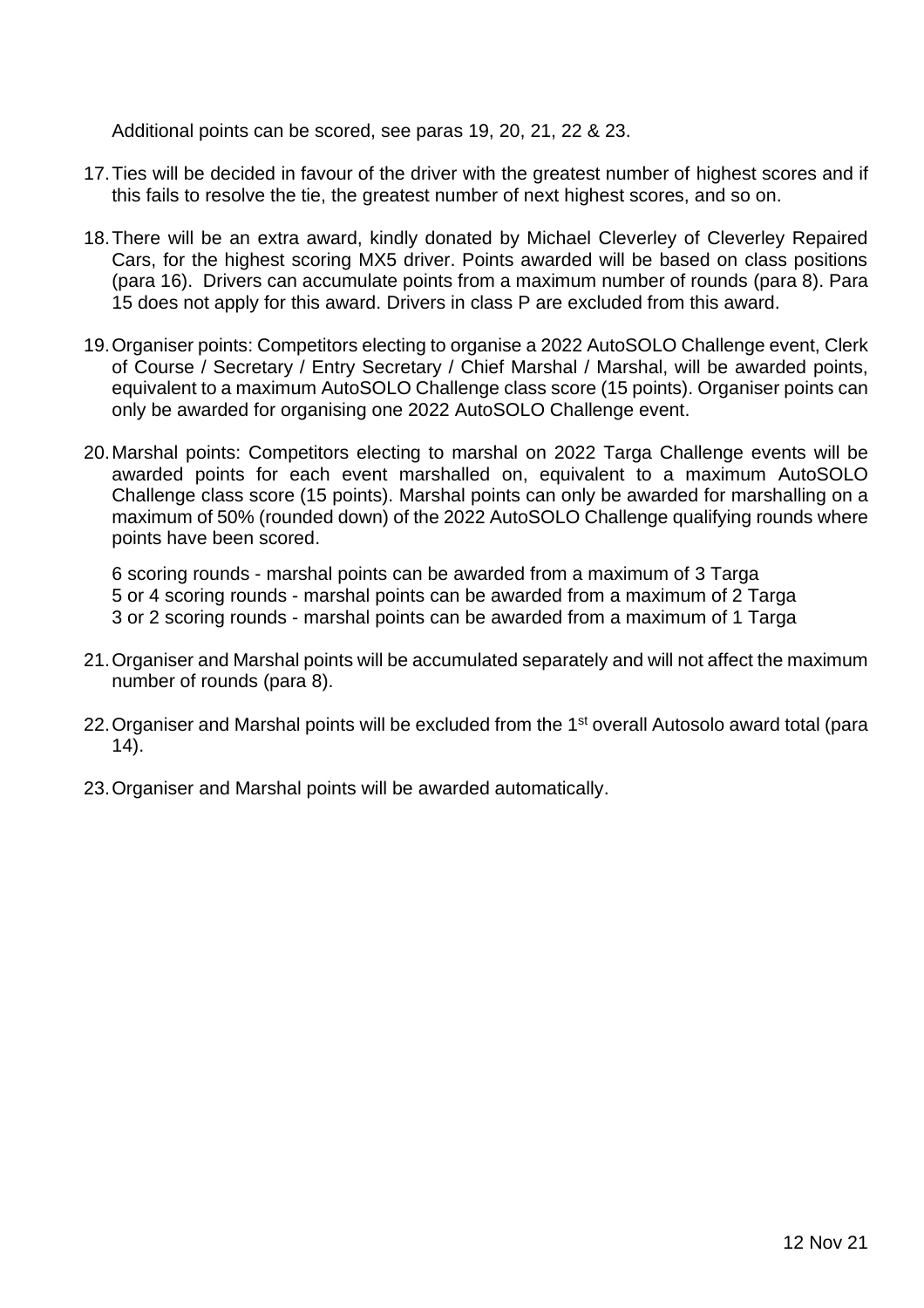Additional points can be scored, see paras 19, 20, 21, 22 & 23.

17. Ties will be decided in favour of the driver with the greatest number of highest scores and if this fails to resolve the tie, the greatest number of next highest scores, and so on.

18. There will be an extra award, kindly donated by Michael Cleverley of Cleverley Repaired Cars, for the highest scoring MX5 driver. Points awarded will be based on class positions (para 16). Drivers can accumulate points from a maximum number of rounds (para 8). Para 15 does not apply for this award. Drivers in class P are excluded from this award.

19. Organiser points: Competitors electing to organise a 2022 AutoSOLO Challenge event, Clerk of Course / Secretary / Entry Secretary / Chief Marshal / Marshal, will be awarded points, equivalent to a maximum AutoSOLO Challenge class score (15 points). Organiser points can only be awarded for organising one 2022 AutoSOLO Challenge event.

20. Marshal points: Competitors electing to marshal on 2022 Targa Challenge events will be awarded points for each event marshalled on, equivalent to a maximum AutoSOLO Challenge class score (15 points). Marshal points can only be awarded for marshalling on a maximum of 50% (rounded down) of the 2022 AutoSOLO Challenge qualifying rounds where points have been scored.

    6 scoring rounds - marshal points can be awarded from a maximum of 3 Targa
    5 or 4 scoring rounds - marshal points can be awarded from a maximum of 2 Targa
    3 or 2 scoring rounds - marshal points can be awarded from a maximum of 1 Targa

21. Organiser and Marshal points will be accumulated separately and will not affect the maximum number of rounds (para 8).

22. Organiser and Marshal points will be excluded from the 1st overall Autosolo award total (para 14).

23. Organiser and Marshal points will be awarded automatically.

12 Nov 21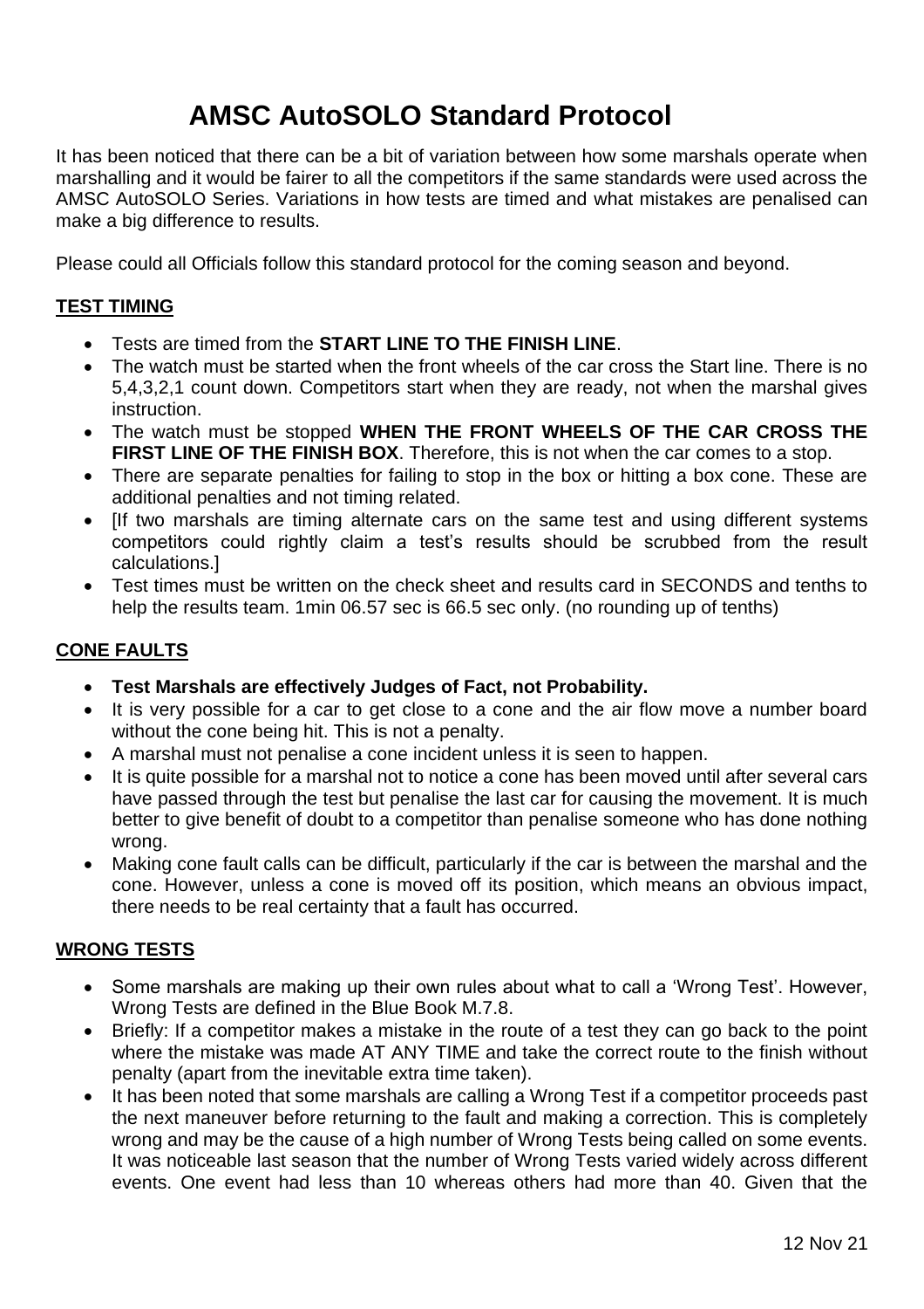# AMSC AutoSOLO Standard Protocol

It has been noticed that there can be a bit of variation between how some marshals operate when marshalling and it would be fairer to all the competitors if the same standards were used across the AMSC AutoSOLO Series. Variations in how tests are timed and what mistakes are penalised can make a big difference to results.

Please could all Officials follow this standard protocol for the coming season and beyond.

## TEST TIMING

- Tests are timed from the **START LINE TO THE FINISH LINE**.
- The watch must be started when the front wheels of the car cross the Start line. There is no 5,4,3,2,1 count down. Competitors start when they are ready, not when the marshal gives instruction.
- The watch must be stopped **WHEN THE FRONT WHEELS OF THE CAR CROSS THE FIRST LINE OF THE FINISH BOX**. Therefore, this is not when the car comes to a stop.
- There are separate penalties for failing to stop in the box or hitting a box cone. These are additional penalties and not timing related.
- [If two marshals are timing alternate cars on the same test and using different systems competitors could rightly claim a test's results should be scrubbed from the result calculations.]
- Test times must be written on the check sheet and results card in SECONDS and tenths to help the results team. 1min 06.57 sec is 66.5 sec only. (no rounding up of tenths)

## CONE FAULTS

- **Test Marshals are effectively Judges of Fact, not Probability.**
- It is very possible for a car to get close to a cone and the air flow move a number board without the cone being hit. This is not a penalty.
- A marshal must not penalise a cone incident unless it is seen to happen.
- It is quite possible for a marshal not to notice a cone has been moved until after several cars have passed through the test but penalise the last car for causing the movement. It is much better to give benefit of doubt to a competitor than penalise someone who has done nothing wrong.
- Making cone fault calls can be difficult, particularly if the car is between the marshal and the cone. However, unless a cone is moved off its position, which means an obvious impact, there needs to be real certainty that a fault has occurred.

## WRONG TESTS

- Some marshals are making up their own rules about what to call a 'Wrong Test'. However, Wrong Tests are defined in the Blue Book M.7.8.
- Briefly: If a competitor makes a mistake in the route of a test they can go back to the point where the mistake was made AT ANY TIME and take the correct route to the finish without penalty (apart from the inevitable extra time taken).
- It has been noted that some marshals are calling a Wrong Test if a competitor proceeds past the next maneuver before returning to the fault and making a correction. This is completely wrong and may be the cause of a high number of Wrong Tests being called on some events. It was noticeable last season that the number of Wrong Tests varied widely across different events. One event had less than 10 whereas others had more than 40. Given that the

12 Nov 21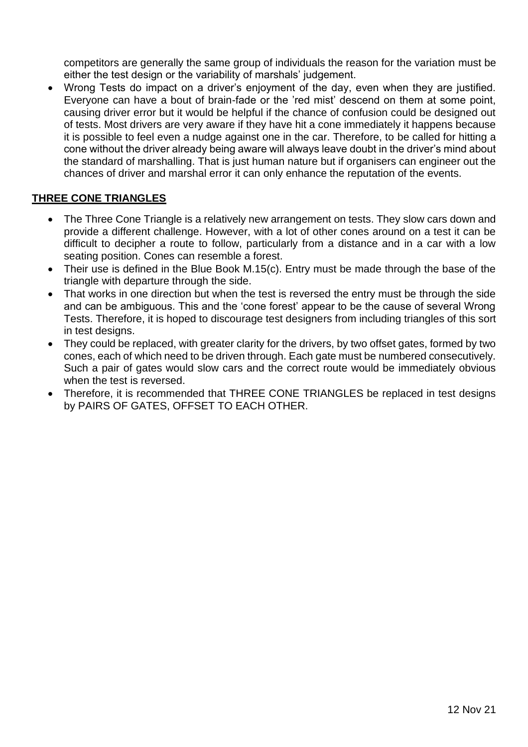competitors are generally the same group of individuals the reason for the variation must be either the test design or the variability of marshals' judgement.

- Wrong Tests do impact on a driver's enjoyment of the day, even when they are justified. Everyone can have a bout of brain-fade or the 'red mist' descend on them at some point, causing driver error but it would be helpful if the chance of confusion could be designed out of tests. Most drivers are very aware if they have hit a cone immediately it happens because it is possible to feel even a nudge against one in the car. Therefore, to be called for hitting a cone without the driver already being aware will always leave doubt in the driver's mind about the standard of marshalling. That is just human nature but if organisers can engineer out the chances of driver and marshal error it can only enhance the reputation of the events.

## THREE CONE TRIANGLES

- The Three Cone Triangle is a relatively new arrangement on tests. They slow cars down and provide a different challenge. However, with a lot of other cones around on a test it can be difficult to decipher a route to follow, particularly from a distance and in a car with a low seating position. Cones can resemble a forest.
- Their use is defined in the Blue Book M.15(c). Entry must be made through the base of the triangle with departure through the side.
- That works in one direction but when the test is reversed the entry must be through the side and can be ambiguous. This and the 'cone forest' appear to be the cause of several Wrong Tests. Therefore, it is hoped to discourage test designers from including triangles of this sort in test designs.
- They could be replaced, with greater clarity for the drivers, by two offset gates, formed by two cones, each of which need to be driven through. Each gate must be numbered consecutively. Such a pair of gates would slow cars and the correct route would be immediately obvious when the test is reversed.
- Therefore, it is recommended that THREE CONE TRIANGLES be replaced in test designs by PAIRS OF GATES, OFFSET TO EACH OTHER.

12 Nov 21